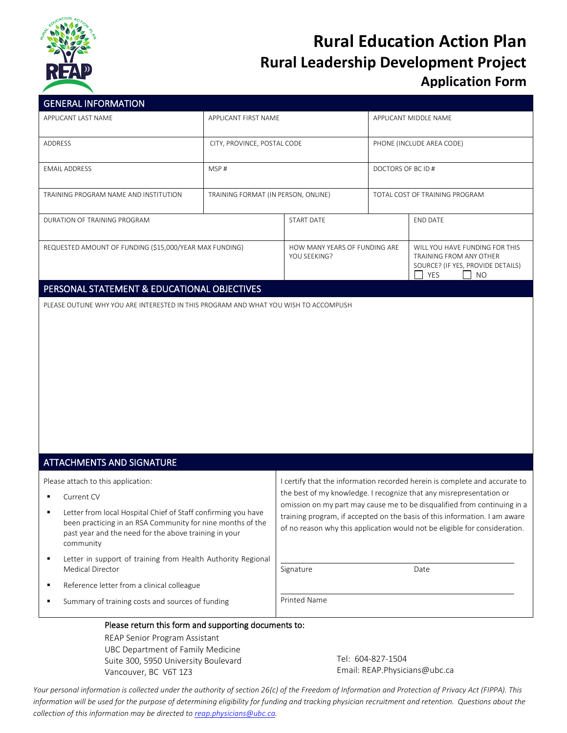# Rural Education Action Plan

## Rural Leadership Development Project

### Application Form

## GENERAL INFORMATION

| | | | |
|---|---|---|---|
| APPLICANT LAST NAME | APPLICANT FIRST NAME | | APPLICANT MIDDLE NAME |
| ADDRESS | CITY, PROVINCE, POSTAL CODE | | PHONE (INCLUDE AREA CODE) |
| EMAIL ADDRESS | MSP # | | DOCTORS OF BC ID # |
| TRAINING PROGRAM NAME AND INSTITUTION | TRAINING FORMAT (IN PERSON, ONLINE) | | TOTAL COST OF TRAINING PROGRAM |
| DURATION OF TRAINING PROGRAM | | START DATE | END DATE |
| REQUESTED AMOUNT OF FUNDING ($15,000/YEAR MAX FUNDING) | | HOW MANY YEARS OF FUNDING ARE YOU SEEKING? | WILL YOU HAVE FUNDING FOR THIS TRAINING FROM ANY OTHER SOURCE? (IF YES, PROVIDE DETAILS) ☐ YES ☐ NO |

## PERSONAL STATEMENT & EDUCATIONAL OBJECTIVES

PLEASE OUTLINE WHY YOU ARE INTERESTED IN THIS PROGRAM AND WHAT YOU WISH TO ACCOMPLISH

## ATTACHMENTS AND SIGNATURE

Please attach to this application:

- Current CV
- Letter from local Hospital Chief of Staff confirming you have been practicing in an RSA Community for nine months of the past year and the need for the above training in your community
- Letter in support of training from Health Authority Regional Medical Director
- Reference letter from a clinical colleague
- Summary of training costs and sources of funding

I certify that the information recorded herein is complete and accurate to the best of my knowledge. I recognize that any misrepresentation or omission on my part may cause me to be disqualified from continuing in a training program, if accepted on the basis of this information. I am aware of no reason why this application would not be eligible for consideration.

Signature ____________________ Date ____________________

Printed Name ____________________

**Please return this form and supporting documents to:**

REAP Senior Program Assistant
UBC Department of Family Medicine
Suite 300, 5950 University Boulevard
Vancouver, BC V6T 1Z3

Tel: 604-827-1504
Email: REAP.Physicians@ubc.ca

*Your personal information is collected under the authority of section 26(c) of the Freedom of Information and Protection of Privacy Act (FIPPA). This information will be used for the purpose of determining eligibility for funding and tracking physician recruitment and retention. Questions about the collection of this information may be directed to [reap.physicians@ubc.ca](mailto:reap.physicians@ubc.ca).*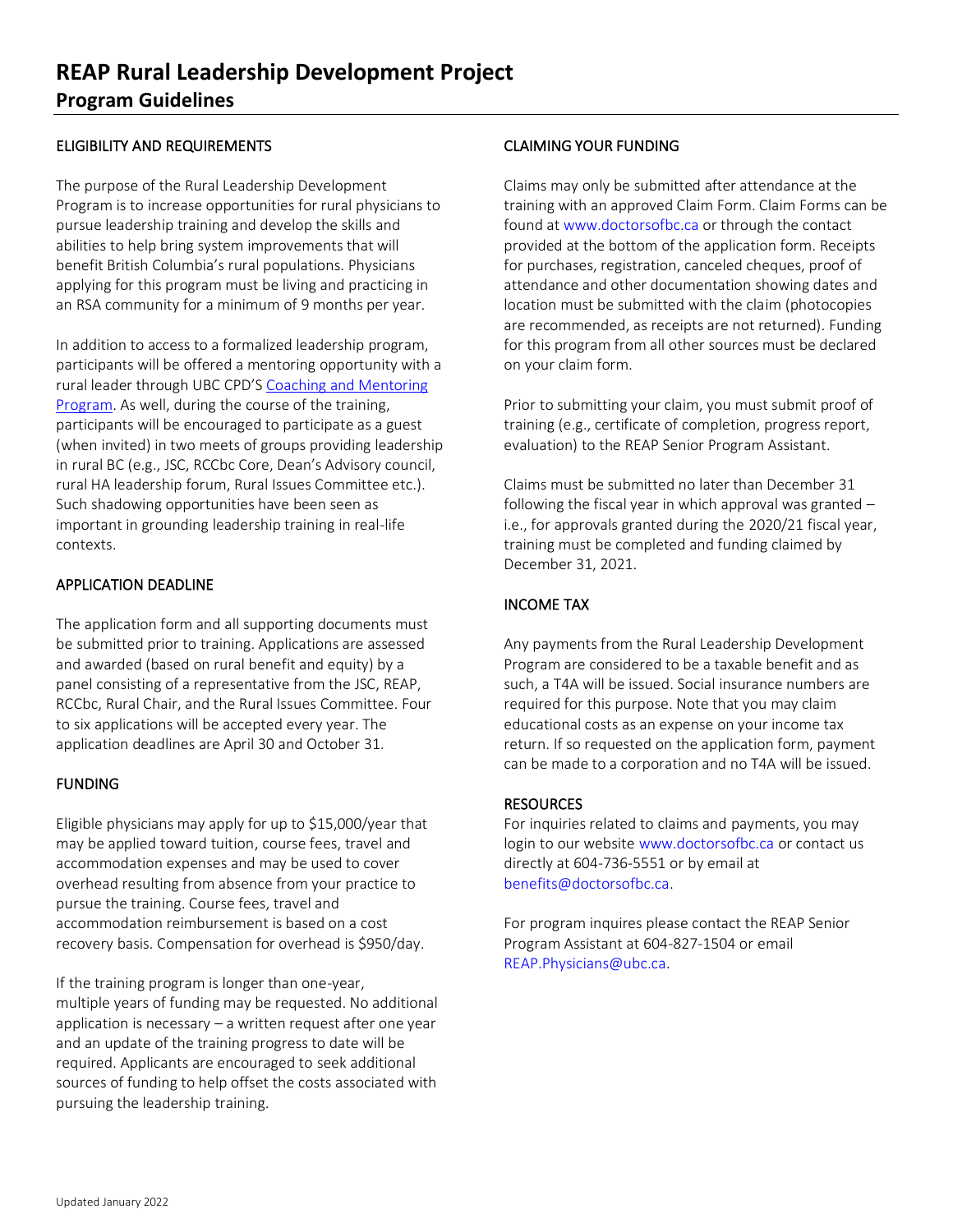# REAP Rural Leadership Development Project

## Program Guidelines

### ELIGIBILITY AND REQUIREMENTS

The purpose of the Rural Leadership Development Program is to increase opportunities for rural physicians to pursue leadership training and develop the skills and abilities to help bring system improvements that will benefit British Columbia's rural populations. Physicians applying for this program must be living and practicing in an RSA community for a minimum of 9 months per year.

In addition to access to a formalized leadership program, participants will be offered a mentoring opportunity with a rural leader through UBC CPD'S Coaching and Mentoring Program. As well, during the course of the training, participants will be encouraged to participate as a guest (when invited) in two meets of groups providing leadership in rural BC (e.g., JSC, RCCbc Core, Dean's Advisory council, rural HA leadership forum, Rural Issues Committee etc.). Such shadowing opportunities have been seen as important in grounding leadership training in real-life contexts.

### APPLICATION DEADLINE

The application form and all supporting documents must be submitted prior to training. Applications are assessed and awarded (based on rural benefit and equity) by a panel consisting of a representative from the JSC, REAP, RCCbc, Rural Chair, and the Rural Issues Committee. Four to six applications will be accepted every year. The application deadlines are April 30 and October 31.

### FUNDING

Eligible physicians may apply for up to $15,000/year that may be applied toward tuition, course fees, travel and accommodation expenses and may be used to cover overhead resulting from absence from your practice to pursue the training. Course fees, travel and accommodation reimbursement is based on a cost recovery basis. Compensation for overhead is $950/day.

If the training program is longer than one-year, multiple years of funding may be requested. No additional application is necessary – a written request after one year and an update of the training progress to date will be required. Applicants are encouraged to seek additional sources of funding to help offset the costs associated with pursuing the leadership training.

### CLAIMING YOUR FUNDING

Claims may only be submitted after attendance at the training with an approved Claim Form. Claim Forms can be found at www.doctorsofbc.ca or through the contact provided at the bottom of the application form. Receipts for purchases, registration, canceled cheques, proof of attendance and other documentation showing dates and location must be submitted with the claim (photocopies are recommended, as receipts are not returned). Funding for this program from all other sources must be declared on your claim form.

Prior to submitting your claim, you must submit proof of training (e.g., certificate of completion, progress report, evaluation) to the REAP Senior Program Assistant.

Claims must be submitted no later than December 31 following the fiscal year in which approval was granted – i.e., for approvals granted during the 2020/21 fiscal year, training must be completed and funding claimed by December 31, 2021.

### INCOME TAX

Any payments from the Rural Leadership Development Program are considered to be a taxable benefit and as such, a T4A will be issued. Social insurance numbers are required for this purpose. Note that you may claim educational costs as an expense on your income tax return. If so requested on the application form, payment can be made to a corporation and no T4A will be issued.

### RESOURCES

For inquiries related to claims and payments, you may login to our website www.doctorsofbc.ca or contact us directly at 604-736-5551 or by email at benefits@doctorsofbc.ca.

For program inquires please contact the REAP Senior Program Assistant at 604-827-1504 or email REAP.Physicians@ubc.ca.

Updated January 2022